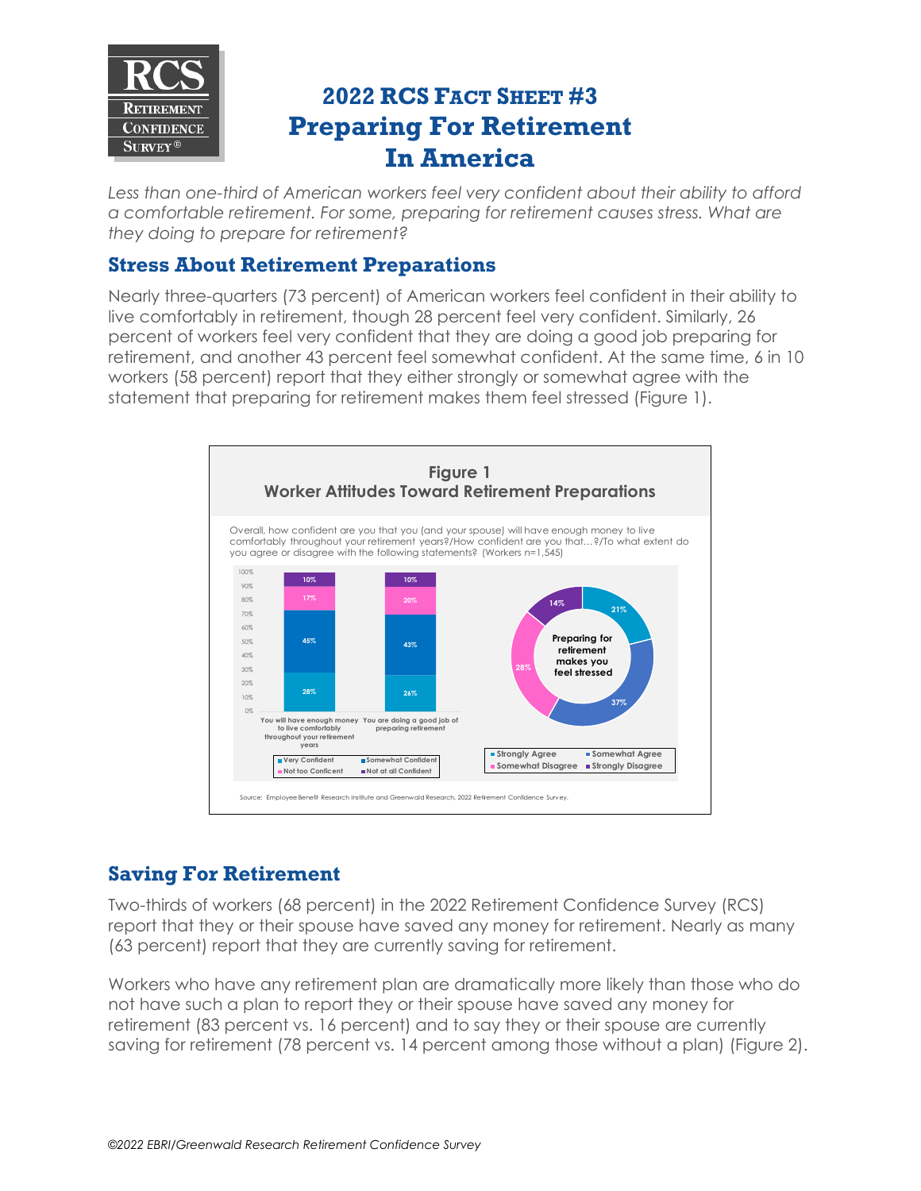# 2022 RCS Fact Sheet #3
# Preparing For Retirement In America

*Less than one-third of American workers feel very confident about their ability to afford a comfortable retirement. For some, preparing for retirement causes stress. What are they doing to prepare for retirement?*

## Stress About Retirement Preparations

Nearly three-quarters (73 percent) of American workers feel confident in their ability to live comfortably in retirement, though 28 percent feel very confident. Similarly, 26 percent of workers feel very confident that they are doing a good job preparing for retirement, and another 43 percent feel somewhat confident. At the same time, 6 in 10 workers (58 percent) report that they either strongly or somewhat agree with the statement that preparing for retirement makes them feel stressed (Figure 1).

**Figure 1**
**Worker Attitudes Toward Retirement Preparations**

Overall, how confident are you that you (and your spouse) will have enough money to live comfortably throughout your retirement years?/How confident are you that…?/To what extent do you agree or disagree with the following statements? (Workers n=1,545)

| | Very Confident | Somewhat Confident | Not too Conficent | Not at all Confident |
|---|---|---|---|---|
| You will have enough money to live comfortably throughout your retirement years | 28% | 45% | 17% | 10% |
| You are doing a good job of preparing retirement | 26% | 43% | 20% | 10% |

| Preparing for retirement makes you feel stressed | |
|---|---|
| Strongly Agree | 21% |
| Somewhat Agree | 37% |
| Somewhat Disagree | 28% |
| Strongly Disagree | 14% |

Source: Employee Benefit Research Institute and Greenwald Research, 2022 Retirement Confidence Survey.

## Saving For Retirement

Two-thirds of workers (68 percent) in the 2022 Retirement Confidence Survey (RCS) report that they or their spouse have saved any money for retirement. Nearly as many (63 percent) report that they are currently saving for retirement.

Workers who have any retirement plan are dramatically more likely than those who do not have such a plan to report they or their spouse have saved any money for retirement (83 percent vs. 16 percent) and to say they or their spouse are currently saving for retirement (78 percent vs. 14 percent among those without a plan) (Figure 2).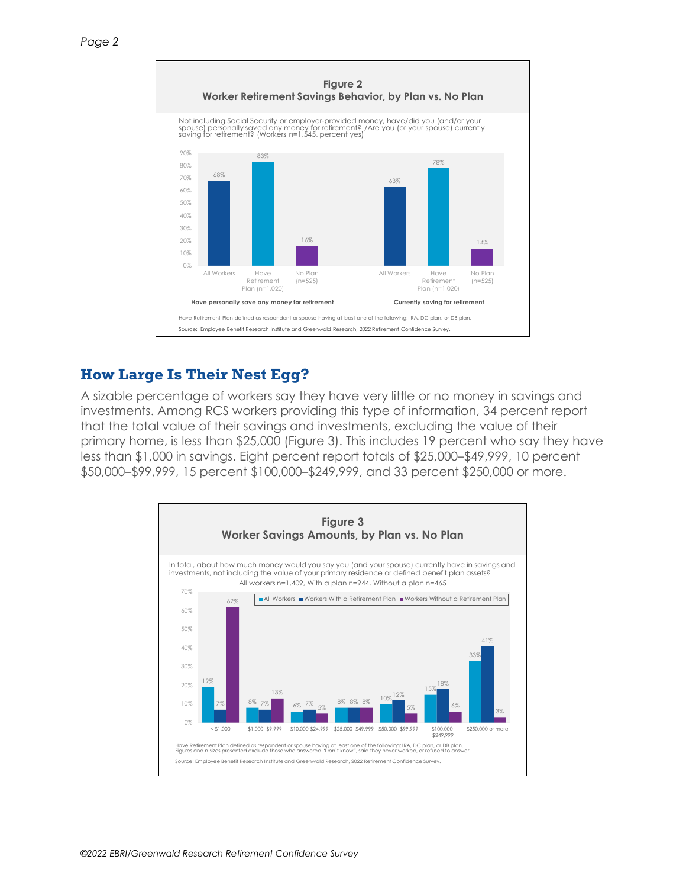**Figure 2**
**Worker Retirement Savings Behavior, by Plan vs. No Plan**

Not including Social Security or employer-provided money, have/did you (and/or your spouse) personally saved any money for retirement? /Are you (or your spouse) currently saving for retirement? (Workers n=1,545, percent yes)

| | All Workers | Have Retirement Plan (n=1,020) | No Plan (n=525) |
|---|---|---|---|
| Have personally save any money for retirement | 68% | 83% | 16% |
| Currently saving for retirement | 63% | 78% | 14% |

Have Retirement Plan defined as respondent or spouse having at least one of the following: IRA, DC plan, or DB plan.

Source: Employee Benefit Research Institute and Greenwald Research, 2022 Retirement Confidence Survey.

## How Large Is Their Nest Egg?

A sizable percentage of workers say they have very little or no money in savings and investments. Among RCS workers providing this type of information, 34 percent report that the total value of their savings and investments, excluding the value of their primary home, is less than $25,000 (Figure 3). This includes 19 percent who say they have less than $1,000 in savings. Eight percent report totals of $25,000–$49,999, 10 percent $50,000–$99,999, 15 percent $100,000–$249,999, and 33 percent $250,000 or more.

**Figure 3**
**Worker Savings Amounts, by Plan vs. No Plan**

In total, about how much money would you say you (and your spouse) currently have in savings and investments, not including the value of your primary residence or defined benefit plan assets?
All workers n=1,409, With a plan n=944, Without a plan n=465

| | All Workers | Workers With a Retirement Plan | Workers Without a Retirement Plan |
|---|---|---|---|
| < $1,000 | 19% | 7% | 62% |
| $1,000- $9,999 | 8% | 7% | 13% |
| $10,000-$24,999 | 6% | 7% | 5% |
| $25,000- $49,999 | 8% | 8% | 8% |
| $50,000- $99,999 | 10% | 12% | 5% |
| $100,000- $249,999 | 15% | 18% | 6% |
| $250,000 or more | 33% | 41% | 3% |

Have Retirement Plan defined as respondent or spouse having at least one of the following: IRA, DC plan, or DB plan.
Figures and n-sizes presented exclude those who answered "Don't know", said they never worked, or refused to answer.

Source: Employee Benefit Research Institute and Greenwald Research, 2022 Retirement Confidence Survey.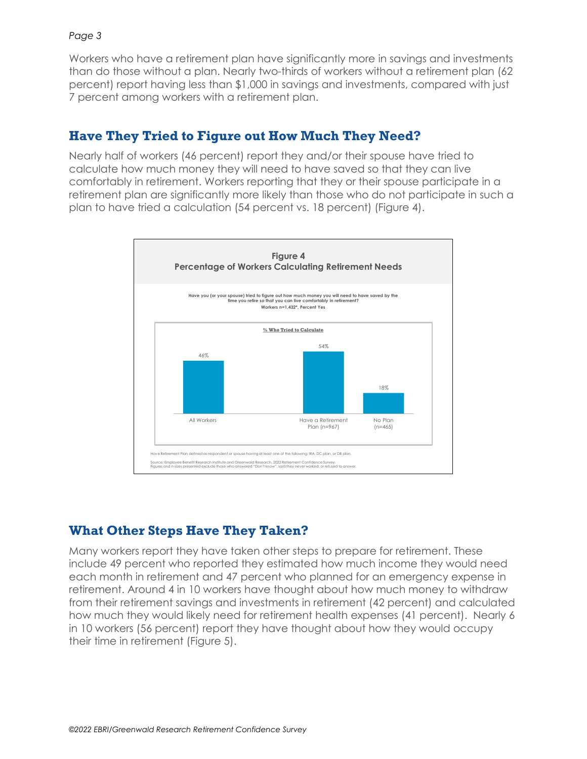Workers who have a retirement plan have significantly more in savings and investments than do those without a plan. Nearly two-thirds of workers without a retirement plan (62 percent) report having less than $1,000 in savings and investments, compared with just 7 percent among workers with a retirement plan.

## Have They Tried to Figure out How Much They Need?

Nearly half of workers (46 percent) report they and/or their spouse have tried to calculate how much money they will need to have saved so that they can live comfortably in retirement. Workers reporting that they or their spouse participate in a retirement plan are significantly more likely than those who do not participate in such a plan to have tried a calculation (54 percent vs. 18 percent) (Figure 4).

**Figure 4**
**Percentage of Workers Calculating Retirement Needs**

Have you (or your spouse) tried to figure out how much money you will need to have saved by the time you retire so that you can live comfortably in retirement?
Workers n=1,432*, Percent Yes

% Who Tried to Calculate

| | % Who Tried to Calculate |
|---|---|
| All Workers | 46% |
| Have a Retirement Plan (n=967) | 54% |
| No Plan (n=465) | 18% |

Have Retirement Plan defined as respondent or spouse having at least one of the following: IRA, DC plan, or DB plan.

Source: Employee Benefit Research Institute and Greenwald Research, 2022 Retirement Confidence Survey.
Figures and n-sizes presented exclude those who answered "Don't know", said they never worked, or refused to answer.

## What Other Steps Have They Taken?

Many workers report they have taken other steps to prepare for retirement. These include 49 percent who reported they estimated how much income they would need each month in retirement and 47 percent who planned for an emergency expense in retirement. Around 4 in 10 workers have thought about how much money to withdraw from their retirement savings and investments in retirement (42 percent) and calculated how much they would likely need for retirement health expenses (41 percent). Nearly 6 in 10 workers (56 percent) report they have thought about how they would occupy their time in retirement (Figure 5).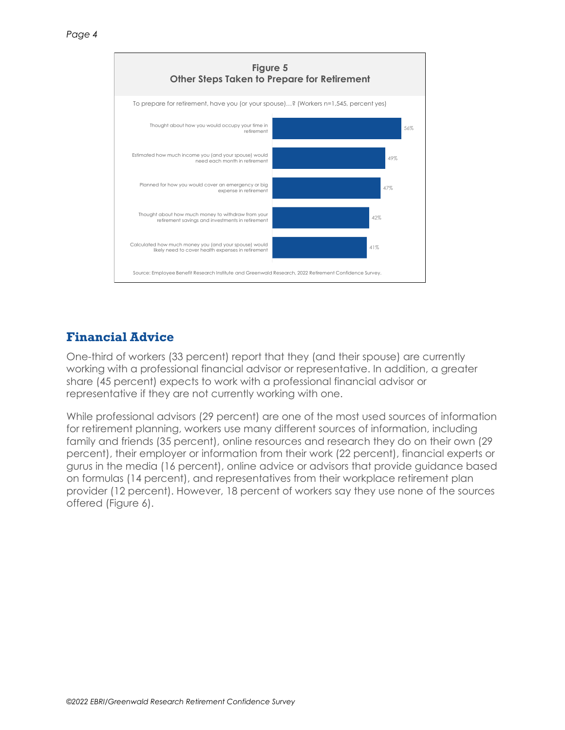**Figure 5**
**Other Steps Taken to Prepare for Retirement**

To prepare for retirement, have you (or your spouse)...? (Workers n=1,545, percent yes)

| Step | Percent |
| --- | --- |
| Thought about how you would occupy your time in retirement | 56% |
| Estimated how much income you (and your spouse) would need each month in retirement | 49% |
| Planned for how you would cover an emergency or big expense in retirement | 47% |
| Thought about how much money to withdraw from your retirement savings and investments in retirement | 42% |
| Calculated how much money you (and your spouse) would likely need to cover health expenses in retirement | 41% |

Source: Employee Benefit Research Institute and Greenwald Research, 2022 Retirement Confidence Survey.

## Financial Advice

One-third of workers (33 percent) report that they (and their spouse) are currently working with a professional financial advisor or representative. In addition, a greater share (45 percent) expects to work with a professional financial advisor or representative if they are not currently working with one.

While professional advisors (29 percent) are one of the most used sources of information for retirement planning, workers use many different sources of information, including family and friends (35 percent), online resources and research they do on their own (29 percent), their employer or information from their work (22 percent), financial experts or gurus in the media (16 percent), online advice or advisors that provide guidance based on formulas (14 percent), and representatives from their workplace retirement plan provider (12 percent). However, 18 percent of workers say they use none of the sources offered (Figure 6).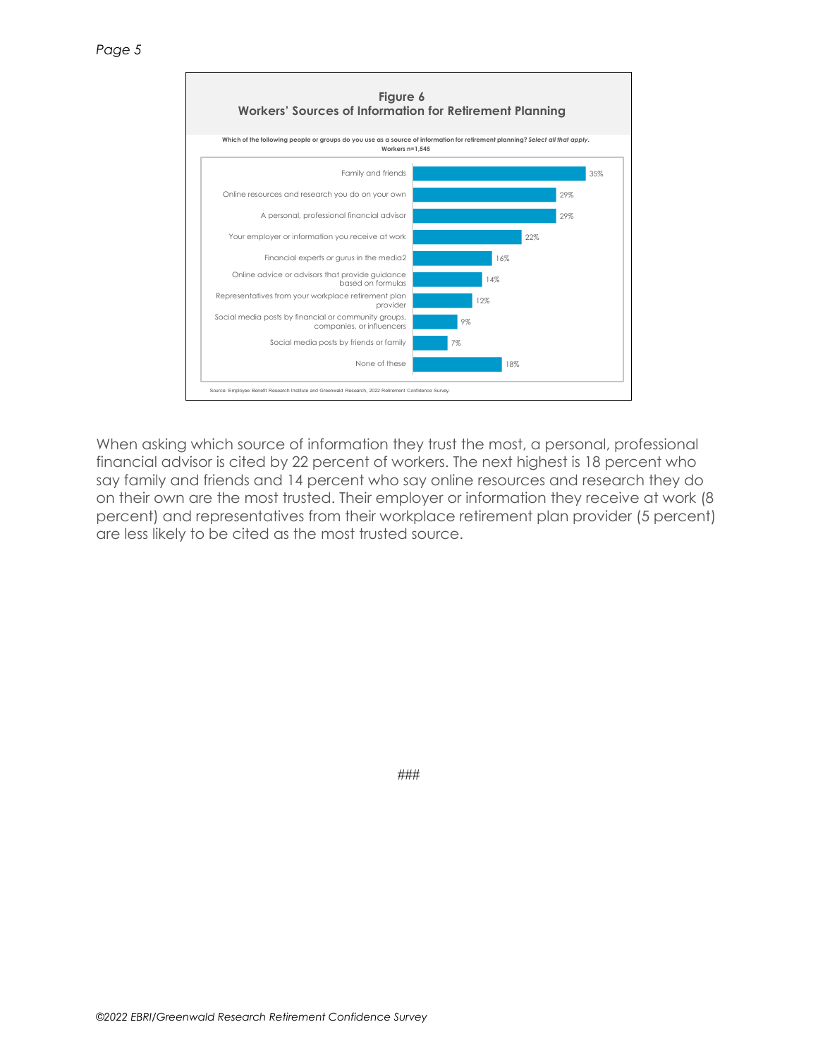**Figure 6**
**Workers' Sources of Information for Retirement Planning**

**Which of the following people or groups do you use as a source of information for retirement planning?** ***Select all that apply.***
**Workers n=1,545**

Family and friends 35%
Online resources and research you do on your own 29%
A personal, professional financial advisor 29%
Your employer or information you receive at work 22%
Financial experts or gurus in the media2 16%
Online advice or advisors that provide guidance based on formulas 14%
Representatives from your workplace retirement plan provider 12%
Social media posts by financial or community groups, companies, or influencers 9%
Social media posts by friends or family 7%
None of these 18%

Source: Employee Benefit Research Institute and Greenwald Research, 2022 Retirement Confidence Survey.

When asking which source of information they trust the most, a personal, professional financial advisor is cited by 22 percent of workers. The next highest is 18 percent who say family and friends and 14 percent who say online resources and research they do on their own are the most trusted. Their employer or information they receive at work (8 percent) and representatives from their workplace retirement plan provider (5 percent) are less likely to be cited as the most trusted source.

###